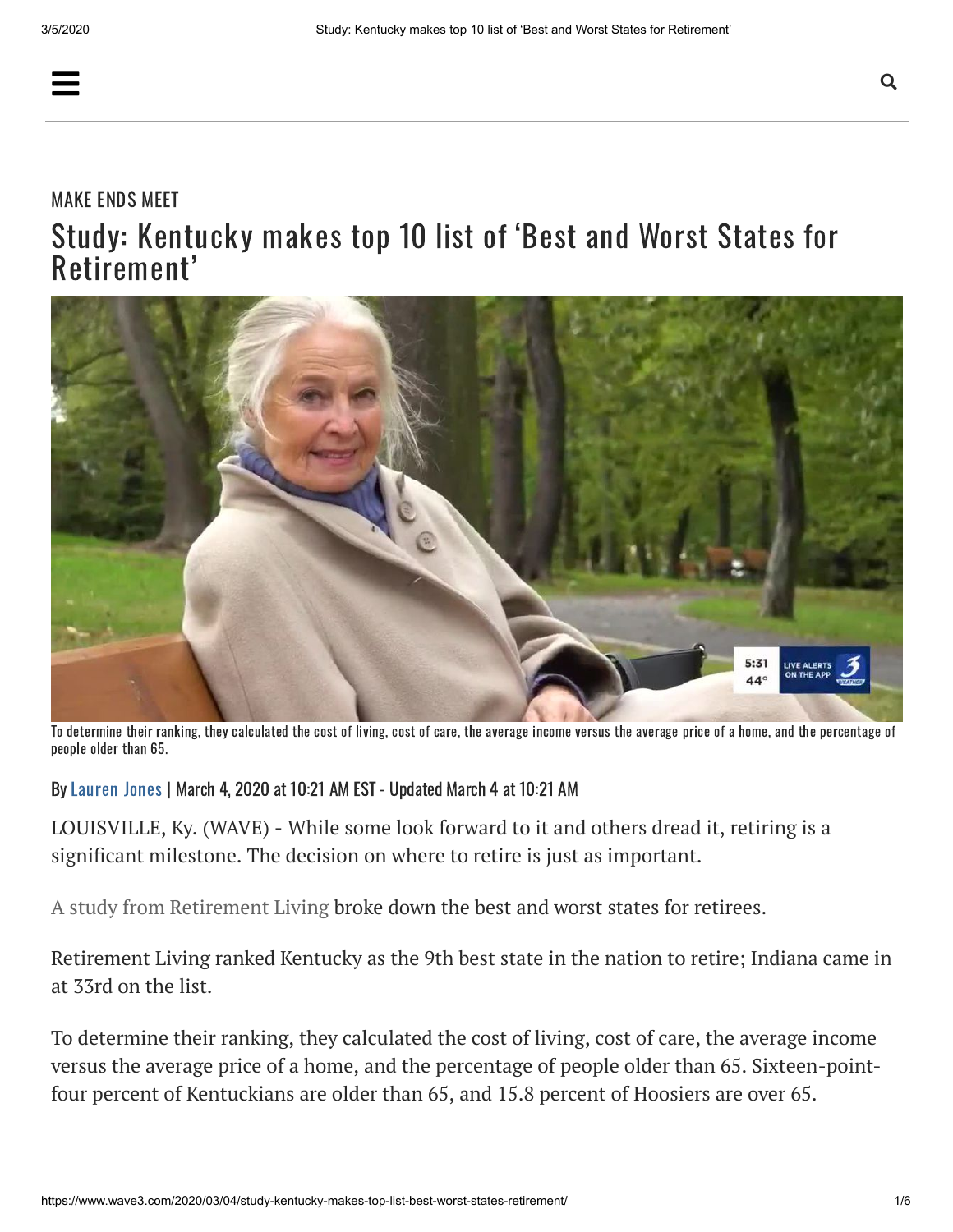MAKE ENDS MEET

# Study: Kentucky makes top 10 list of 'Best and Worst States for Retirement'

To determine their ranking, they calculated the cost of living, cost of care, the average income versus the average price of a home, and the percentage of people older than 65.

By Lauren Jones | March 4, 2020 at 10:21 AM EST - Updated March 4 at 10:21 AM

LOUISVILLE, Ky. (WAVE) - While some look forward to it and others dread it, retiring is a significant milestone. The decision on where to retire is just as important.

A study from Retirement Living broke down the best and worst states for retirees.

Retirement Living ranked Kentucky as the 9th best state in the nation to retire; Indiana came in at 33rd on the list.

To determine their ranking, they calculated the cost of living, cost of care, the average income versus the average price of a home, and the percentage of people older than 65. Sixteen-point-four percent of Kentuckians are older than 65, and 15.8 percent of Hoosiers are over 65.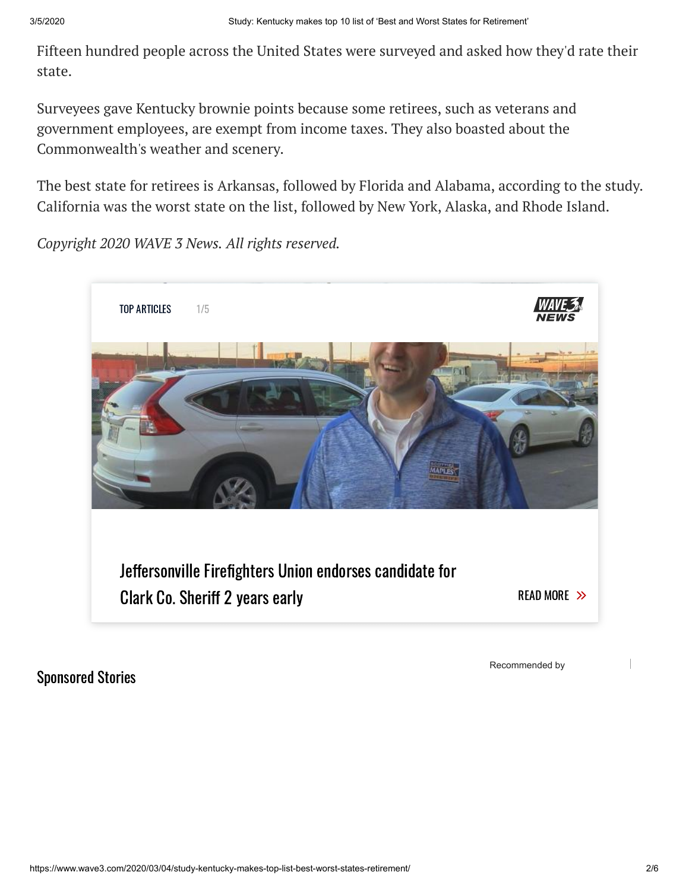Fifteen hundred people across the United States were surveyed and asked how they'd rate their state.

Surveyees gave Kentucky brownie points because some retirees, such as veterans and government employees, are exempt from income taxes. They also boasted about the Commonwealth's weather and scenery.

The best state for retirees is Arkansas, followed by Florida and Alabama, according to the study. California was the worst state on the list, followed by New York, Alaska, and Rhode Island.

*Copyright 2020 WAVE 3 News. All rights reserved.*

TOP ARTICLES 1/5

Jeffersonville Firefighters Union endorses candidate for Clark Co. Sheriff 2 years early

READ MORE »

Sponsored Stories

Recommended by